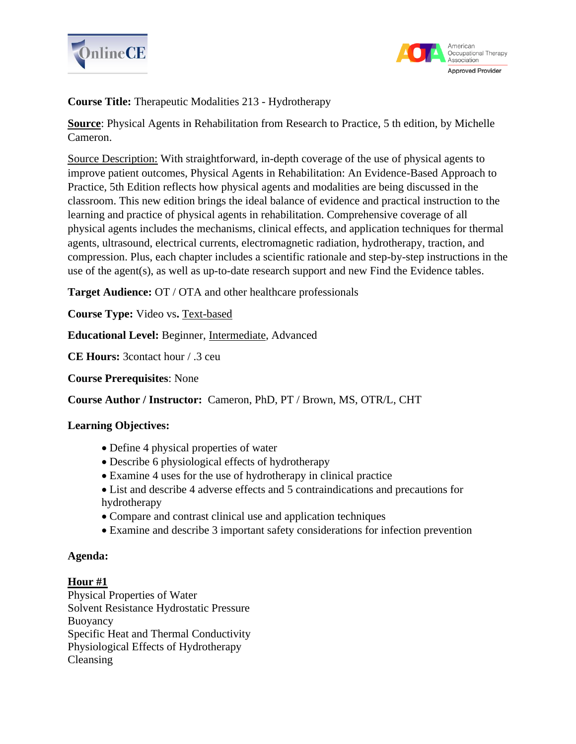**Course Title:** Therapeutic Modalities 213 - Hydrotherapy

**Source**: Physical Agents in Rehabilitation from Research to Practice, 5 th edition, by Michelle Cameron.

Source Description: With straightforward, in-depth coverage of the use of physical agents to improve patient outcomes, Physical Agents in Rehabilitation: An Evidence-Based Approach to Practice, 5th Edition reflects how physical agents and modalities are being discussed in the classroom. This new edition brings the ideal balance of evidence and practical instruction to the learning and practice of physical agents in rehabilitation. Comprehensive coverage of all physical agents includes the mechanisms, clinical effects, and application techniques for thermal agents, ultrasound, electrical currents, electromagnetic radiation, hydrotherapy, traction, and compression. Plus, each chapter includes a scientific rationale and step-by-step instructions in the use of the agent(s), as well as up-to-date research support and new Find the Evidence tables.

**Target Audience:** OT / OTA and other healthcare professionals

**Course Type:** Video vs**.** Text-based

**Educational Level:** Beginner, Intermediate, Advanced

**CE Hours:** 3contact hour / .3 ceu

**Course Prerequisites**: None

**Course Author / Instructor:** Cameron, PhD, PT / Brown, MS, OTR/L, CHT

**Learning Objectives:**

- Define 4 physical properties of water
- Describe 6 physiological effects of hydrotherapy
- Examine 4 uses for the use of hydrotherapy in clinical practice
- List and describe 4 adverse effects and 5 contraindications and precautions for hydrotherapy
- Compare and contrast clinical use and application techniques
- Examine and describe 3 important safety considerations for infection prevention

**Agenda:**

**Hour #1**

Physical Properties of Water
Solvent Resistance Hydrostatic Pressure
Buoyancy
Specific Heat and Thermal Conductivity
Physiological Effects of Hydrotherapy
Cleansing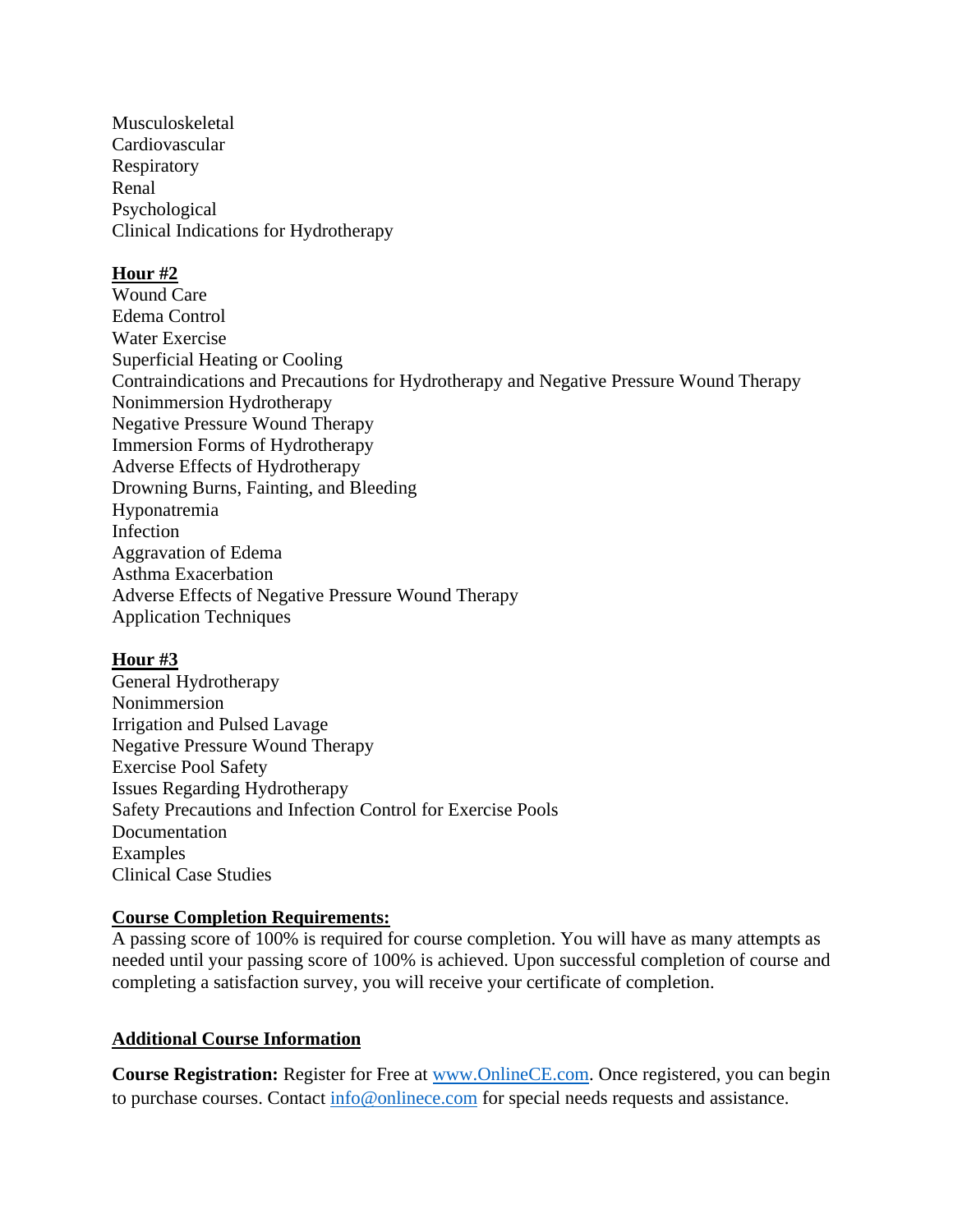Musculoskeletal
Cardiovascular
Respiratory
Renal
Psychological
Clinical Indications for Hydrotherapy

**Hour #2**

Wound Care
Edema Control
Water Exercise
Superficial Heating or Cooling
Contraindications and Precautions for Hydrotherapy and Negative Pressure Wound Therapy
Nonimmersion Hydrotherapy
Negative Pressure Wound Therapy
Immersion Forms of Hydrotherapy
Adverse Effects of Hydrotherapy
Drowning Burns, Fainting, and Bleeding
Hyponatremia
Infection
Aggravation of Edema
Asthma Exacerbation
Adverse Effects of Negative Pressure Wound Therapy
Application Techniques

**Hour #3**

General Hydrotherapy
Nonimmersion
Irrigation and Pulsed Lavage
Negative Pressure Wound Therapy
Exercise Pool Safety
Issues Regarding Hydrotherapy
Safety Precautions and Infection Control for Exercise Pools
Documentation
Examples
Clinical Case Studies

**Course Completion Requirements:**

A passing score of 100% is required for course completion. You will have as many attempts as needed until your passing score of 100% is achieved. Upon successful completion of course and completing a satisfaction survey, you will receive your certificate of completion.

**Additional Course Information**

**Course Registration:** Register for Free at www.OnlineCE.com. Once registered, you can begin to purchase courses. Contact info@onlinece.com for special needs requests and assistance.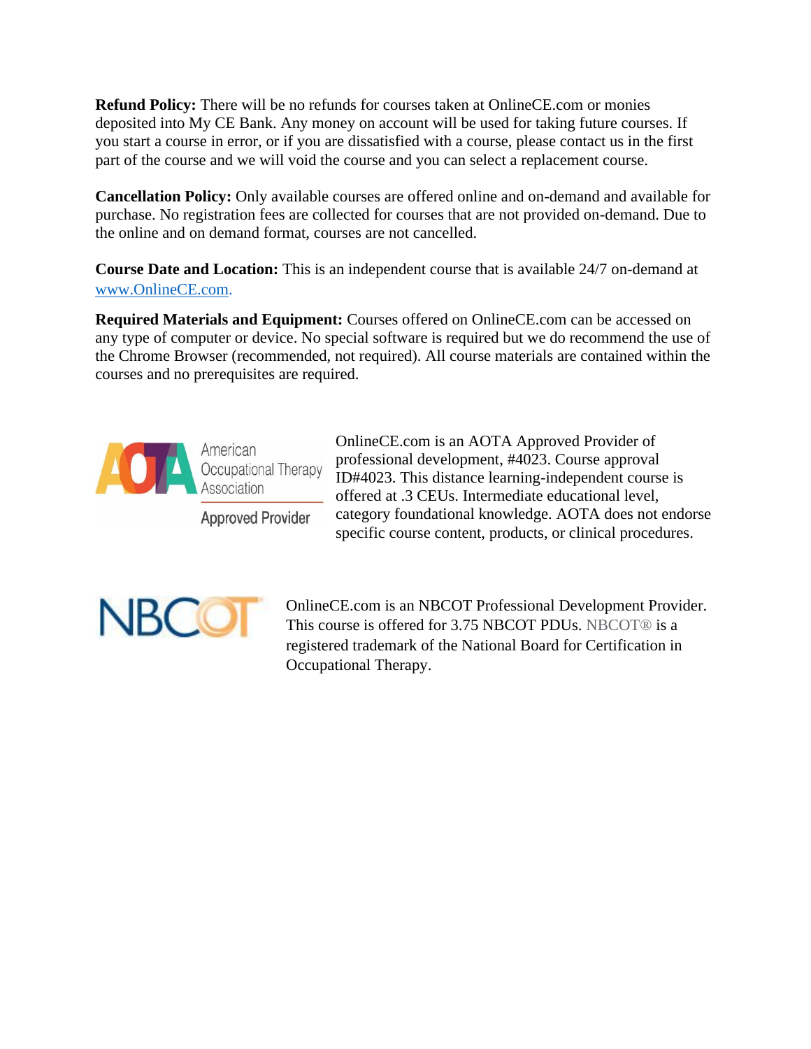**Refund Policy:** There will be no refunds for courses taken at OnlineCE.com or monies deposited into My CE Bank. Any money on account will be used for taking future courses. If you start a course in error, or if you are dissatisfied with a course, please contact us in the first part of the course and we will void the course and you can select a replacement course.

**Cancellation Policy:** Only available courses are offered online and on-demand and available for purchase. No registration fees are collected for courses that are not provided on-demand. Due to the online and on demand format, courses are not cancelled.

**Course Date and Location:** This is an independent course that is available 24/7 on-demand at www.OnlineCE.com.

**Required Materials and Equipment:** Courses offered on OnlineCE.com can be accessed on any type of computer or device. No special software is required but we do recommend the use of the Chrome Browser (recommended, not required). All course materials are contained within the courses and no prerequisites are required.

AOTA American Occupational Therapy Association Approved Provider

OnlineCE.com is an AOTA Approved Provider of professional development, #4023. Course approval ID#4023. This distance learning-independent course is offered at .3 CEUs. Intermediate educational level, category foundational knowledge. AOTA does not endorse specific course content, products, or clinical procedures.

NBCOT

OnlineCE.com is an NBCOT Professional Development Provider. This course is offered for 3.75 NBCOT PDUs. NBCOT® is a registered trademark of the National Board for Certification in Occupational Therapy.